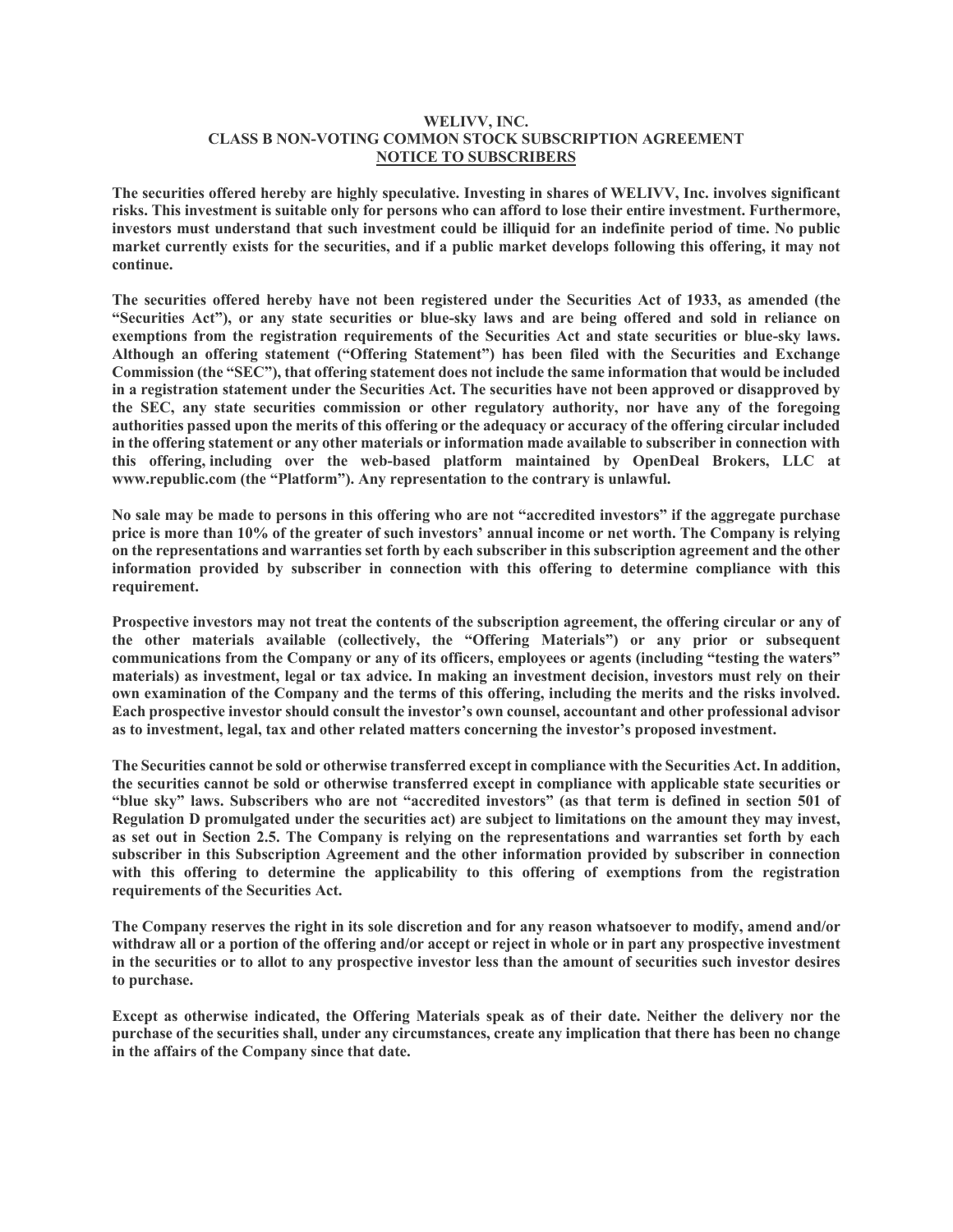# WELIVV, INC.
## CLASS B NON-VOTING COMMON STOCK SUBSCRIPTION AGREEMENT
## NOTICE TO SUBSCRIBERS

**The securities offered hereby are highly speculative. Investing in shares of WELIVV, Inc. involves significant risks. This investment is suitable only for persons who can afford to lose their entire investment. Furthermore, investors must understand that such investment could be illiquid for an indefinite period of time. No public market currently exists for the securities, and if a public market develops following this offering, it may not continue.**

**The securities offered hereby have not been registered under the Securities Act of 1933, as amended (the "Securities Act"), or any state securities or blue-sky laws and are being offered and sold in reliance on exemptions from the registration requirements of the Securities Act and state securities or blue-sky laws. Although an offering statement ("Offering Statement") has been filed with the Securities and Exchange Commission (the "SEC"), that offering statement does not include the same information that would be included in a registration statement under the Securities Act. The securities have not been approved or disapproved by the SEC, any state securities commission or other regulatory authority, nor have any of the foregoing authorities passed upon the merits of this offering or the adequacy or accuracy of the offering circular included in the offering statement or any other materials or information made available to subscriber in connection with this offering, including over the web-based platform maintained by OpenDeal Brokers, LLC at www.republic.com (the "Platform"). Any representation to the contrary is unlawful.**

**No sale may be made to persons in this offering who are not "accredited investors" if the aggregate purchase price is more than 10% of the greater of such investors' annual income or net worth. The Company is relying on the representations and warranties set forth by each subscriber in this subscription agreement and the other information provided by subscriber in connection with this offering to determine compliance with this requirement.**

**Prospective investors may not treat the contents of the subscription agreement, the offering circular or any of the other materials available (collectively, the "Offering Materials") or any prior or subsequent communications from the Company or any of its officers, employees or agents (including "testing the waters" materials) as investment, legal or tax advice. In making an investment decision, investors must rely on their own examination of the Company and the terms of this offering, including the merits and the risks involved. Each prospective investor should consult the investor's own counsel, accountant and other professional advisor as to investment, legal, tax and other related matters concerning the investor's proposed investment.**

**The Securities cannot be sold or otherwise transferred except in compliance with the Securities Act. In addition, the securities cannot be sold or otherwise transferred except in compliance with applicable state securities or "blue sky" laws. Subscribers who are not "accredited investors" (as that term is defined in section 501 of Regulation D promulgated under the securities act) are subject to limitations on the amount they may invest, as set out in Section 2.5. The Company is relying on the representations and warranties set forth by each subscriber in this Subscription Agreement and the other information provided by subscriber in connection with this offering to determine the applicability to this offering of exemptions from the registration requirements of the Securities Act.**

**The Company reserves the right in its sole discretion and for any reason whatsoever to modify, amend and/or withdraw all or a portion of the offering and/or accept or reject in whole or in part any prospective investment in the securities or to allot to any prospective investor less than the amount of securities such investor desires to purchase.**

**Except as otherwise indicated, the Offering Materials speak as of their date. Neither the delivery nor the purchase of the securities shall, under any circumstances, create any implication that there has been no change in the affairs of the Company since that date.**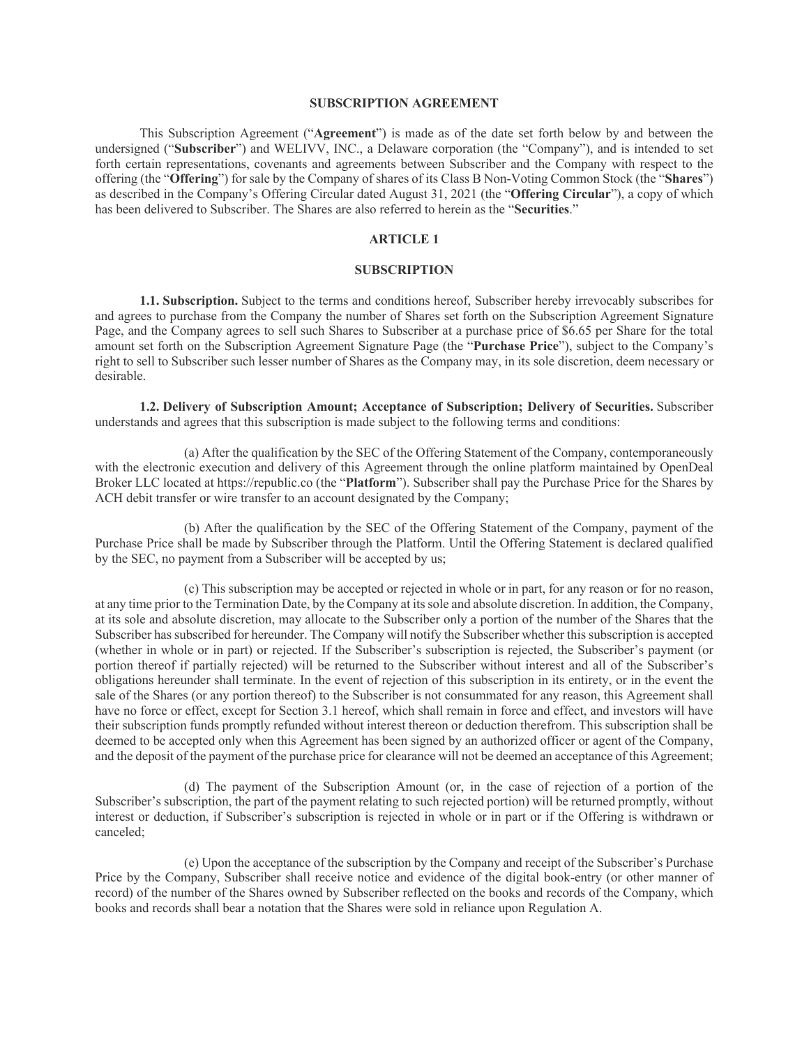## SUBSCRIPTION AGREEMENT

This Subscription Agreement ("**Agreement**") is made as of the date set forth below by and between the undersigned ("**Subscriber**") and WELIVV, INC., a Delaware corporation (the "Company"), and is intended to set forth certain representations, covenants and agreements between Subscriber and the Company with respect to the offering (the "**Offering**") for sale by the Company of shares of its Class B Non-Voting Common Stock (the "**Shares**") as described in the Company's Offering Circular dated August 31, 2021 (the "**Offering Circular**"), a copy of which has been delivered to Subscriber. The Shares are also referred to herein as the "**Securities**."

### ARTICLE 1

### SUBSCRIPTION

**1.1. Subscription.** Subject to the terms and conditions hereof, Subscriber hereby irrevocably subscribes for and agrees to purchase from the Company the number of Shares set forth on the Subscription Agreement Signature Page, and the Company agrees to sell such Shares to Subscriber at a purchase price of $6.65 per Share for the total amount set forth on the Subscription Agreement Signature Page (the "**Purchase Price**"), subject to the Company's right to sell to Subscriber such lesser number of Shares as the Company may, in its sole discretion, deem necessary or desirable.

**1.2. Delivery of Subscription Amount; Acceptance of Subscription; Delivery of Securities.** Subscriber understands and agrees that this subscription is made subject to the following terms and conditions:

(a) After the qualification by the SEC of the Offering Statement of the Company, contemporaneously with the electronic execution and delivery of this Agreement through the online platform maintained by OpenDeal Broker LLC located at https://republic.co (the "**Platform**"). Subscriber shall pay the Purchase Price for the Shares by ACH debit transfer or wire transfer to an account designated by the Company;

(b) After the qualification by the SEC of the Offering Statement of the Company, payment of the Purchase Price shall be made by Subscriber through the Platform. Until the Offering Statement is declared qualified by the SEC, no payment from a Subscriber will be accepted by us;

(c) This subscription may be accepted or rejected in whole or in part, for any reason or for no reason, at any time prior to the Termination Date, by the Company at its sole and absolute discretion. In addition, the Company, at its sole and absolute discretion, may allocate to the Subscriber only a portion of the number of the Shares that the Subscriber has subscribed for hereunder. The Company will notify the Subscriber whether this subscription is accepted (whether in whole or in part) or rejected. If the Subscriber's subscription is rejected, the Subscriber's payment (or portion thereof if partially rejected) will be returned to the Subscriber without interest and all of the Subscriber's obligations hereunder shall terminate. In the event of rejection of this subscription in its entirety, or in the event the sale of the Shares (or any portion thereof) to the Subscriber is not consummated for any reason, this Agreement shall have no force or effect, except for Section 3.1 hereof, which shall remain in force and effect, and investors will have their subscription funds promptly refunded without interest thereon or deduction therefrom. This subscription shall be deemed to be accepted only when this Agreement has been signed by an authorized officer or agent of the Company, and the deposit of the payment of the purchase price for clearance will not be deemed an acceptance of this Agreement;

(d) The payment of the Subscription Amount (or, in the case of rejection of a portion of the Subscriber's subscription, the part of the payment relating to such rejected portion) will be returned promptly, without interest or deduction, if Subscriber's subscription is rejected in whole or in part or if the Offering is withdrawn or canceled;

(e) Upon the acceptance of the subscription by the Company and receipt of the Subscriber's Purchase Price by the Company, Subscriber shall receive notice and evidence of the digital book-entry (or other manner of record) of the number of the Shares owned by Subscriber reflected on the books and records of the Company, which books and records shall bear a notation that the Shares were sold in reliance upon Regulation A.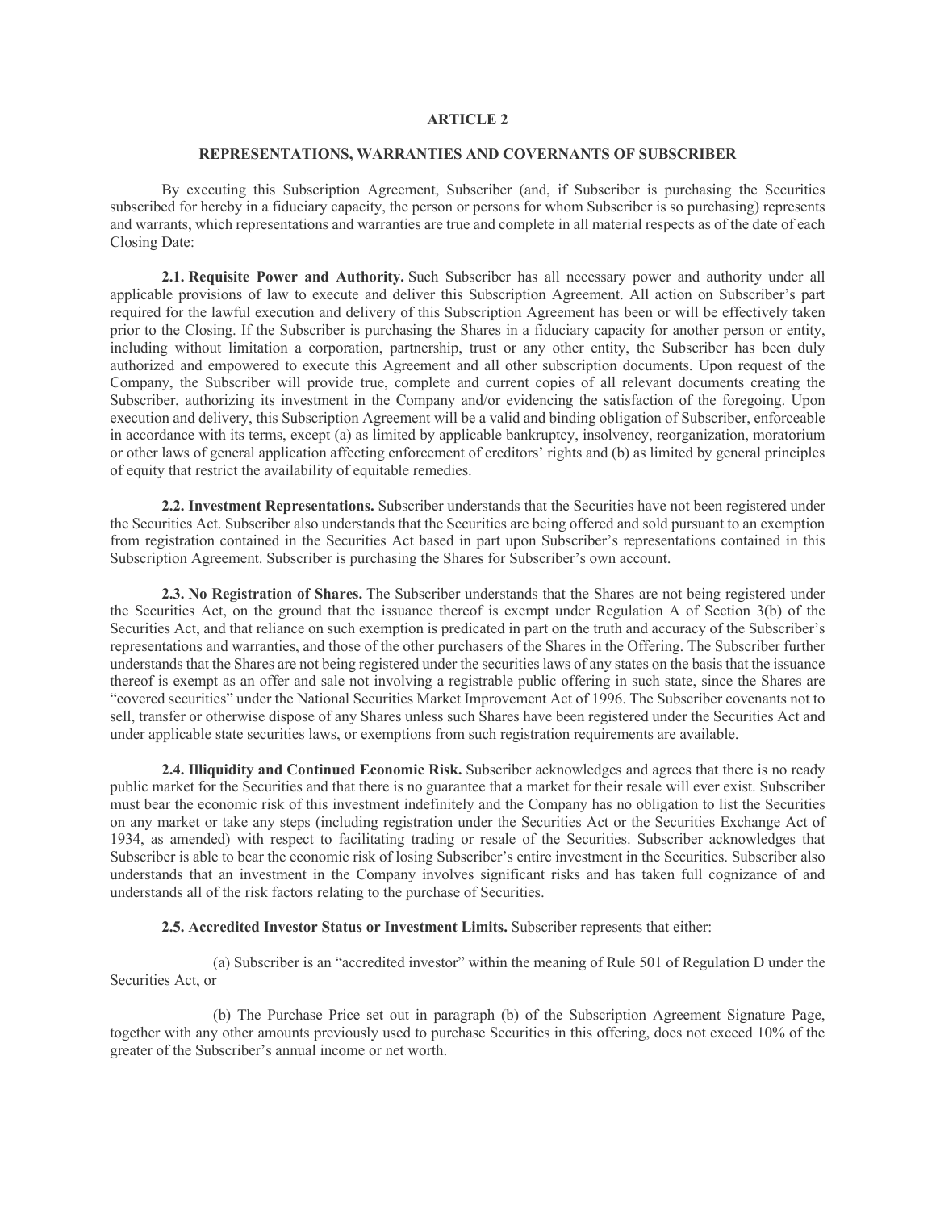## ARTICLE 2

## REPRESENTATIONS, WARRANTIES AND COVERNANTS OF SUBSCRIBER

By executing this Subscription Agreement, Subscriber (and, if Subscriber is purchasing the Securities subscribed for hereby in a fiduciary capacity, the person or persons for whom Subscriber is so purchasing) represents and warrants, which representations and warranties are true and complete in all material respects as of the date of each Closing Date:

**2.1. Requisite Power and Authority.** Such Subscriber has all necessary power and authority under all applicable provisions of law to execute and deliver this Subscription Agreement. All action on Subscriber's part required for the lawful execution and delivery of this Subscription Agreement has been or will be effectively taken prior to the Closing. If the Subscriber is purchasing the Shares in a fiduciary capacity for another person or entity, including without limitation a corporation, partnership, trust or any other entity, the Subscriber has been duly authorized and empowered to execute this Agreement and all other subscription documents. Upon request of the Company, the Subscriber will provide true, complete and current copies of all relevant documents creating the Subscriber, authorizing its investment in the Company and/or evidencing the satisfaction of the foregoing. Upon execution and delivery, this Subscription Agreement will be a valid and binding obligation of Subscriber, enforceable in accordance with its terms, except (a) as limited by applicable bankruptcy, insolvency, reorganization, moratorium or other laws of general application affecting enforcement of creditors' rights and (b) as limited by general principles of equity that restrict the availability of equitable remedies.

**2.2. Investment Representations.** Subscriber understands that the Securities have not been registered under the Securities Act. Subscriber also understands that the Securities are being offered and sold pursuant to an exemption from registration contained in the Securities Act based in part upon Subscriber's representations contained in this Subscription Agreement. Subscriber is purchasing the Shares for Subscriber's own account.

**2.3. No Registration of Shares.** The Subscriber understands that the Shares are not being registered under the Securities Act, on the ground that the issuance thereof is exempt under Regulation A of Section 3(b) of the Securities Act, and that reliance on such exemption is predicated in part on the truth and accuracy of the Subscriber's representations and warranties, and those of the other purchasers of the Shares in the Offering. The Subscriber further understands that the Shares are not being registered under the securities laws of any states on the basis that the issuance thereof is exempt as an offer and sale not involving a registrable public offering in such state, since the Shares are "covered securities" under the National Securities Market Improvement Act of 1996. The Subscriber covenants not to sell, transfer or otherwise dispose of any Shares unless such Shares have been registered under the Securities Act and under applicable state securities laws, or exemptions from such registration requirements are available.

**2.4. Illiquidity and Continued Economic Risk.** Subscriber acknowledges and agrees that there is no ready public market for the Securities and that there is no guarantee that a market for their resale will ever exist. Subscriber must bear the economic risk of this investment indefinitely and the Company has no obligation to list the Securities on any market or take any steps (including registration under the Securities Act or the Securities Exchange Act of 1934, as amended) with respect to facilitating trading or resale of the Securities. Subscriber acknowledges that Subscriber is able to bear the economic risk of losing Subscriber's entire investment in the Securities. Subscriber also understands that an investment in the Company involves significant risks and has taken full cognizance of and understands all of the risk factors relating to the purchase of Securities.

**2.5. Accredited Investor Status or Investment Limits.** Subscriber represents that either:

(a) Subscriber is an "accredited investor" within the meaning of Rule 501 of Regulation D under the Securities Act, or

(b) The Purchase Price set out in paragraph (b) of the Subscription Agreement Signature Page, together with any other amounts previously used to purchase Securities in this offering, does not exceed 10% of the greater of the Subscriber's annual income or net worth.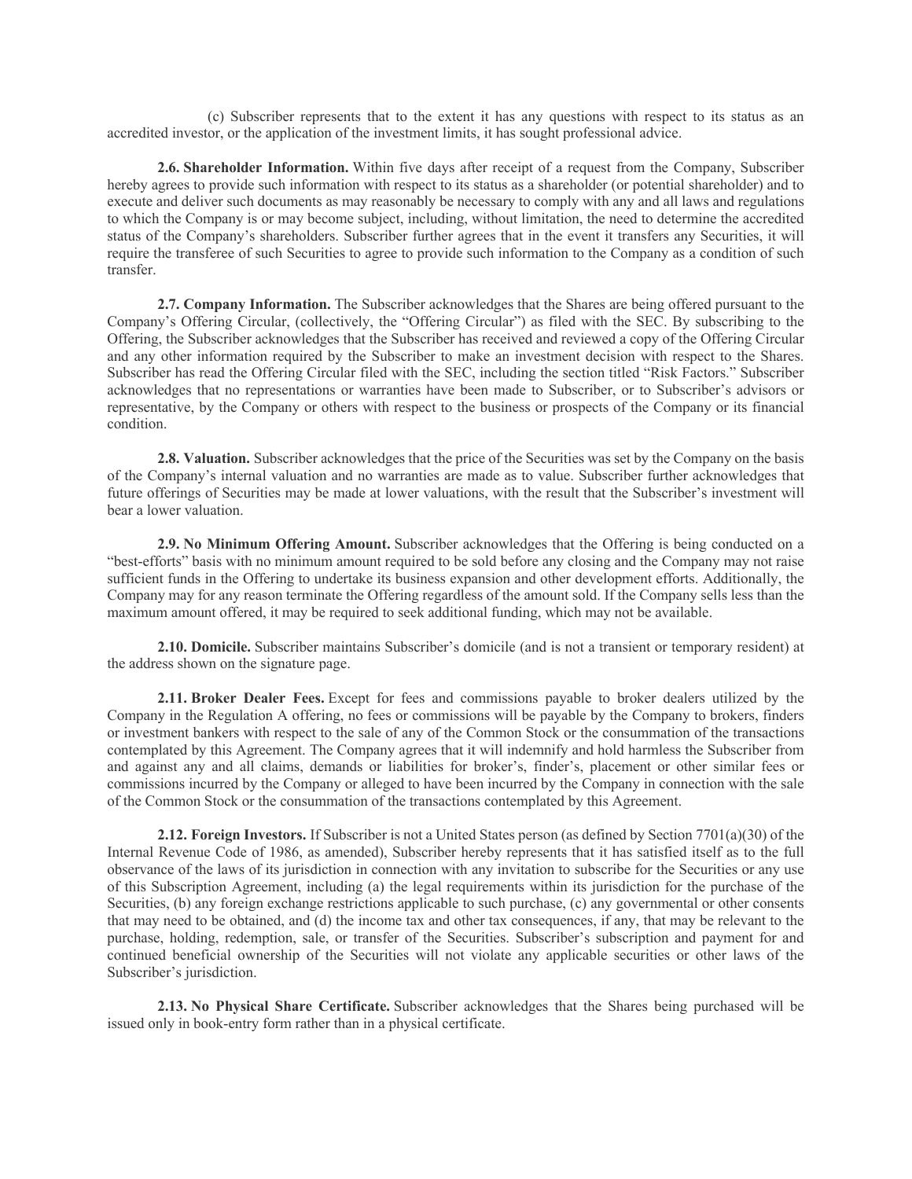(c) Subscriber represents that to the extent it has any questions with respect to its status as an accredited investor, or the application of the investment limits, it has sought professional advice.

**2.6. Shareholder Information.** Within five days after receipt of a request from the Company, Subscriber hereby agrees to provide such information with respect to its status as a shareholder (or potential shareholder) and to execute and deliver such documents as may reasonably be necessary to comply with any and all laws and regulations to which the Company is or may become subject, including, without limitation, the need to determine the accredited status of the Company's shareholders. Subscriber further agrees that in the event it transfers any Securities, it will require the transferee of such Securities to agree to provide such information to the Company as a condition of such transfer.

**2.7. Company Information.** The Subscriber acknowledges that the Shares are being offered pursuant to the Company's Offering Circular, (collectively, the "Offering Circular") as filed with the SEC. By subscribing to the Offering, the Subscriber acknowledges that the Subscriber has received and reviewed a copy of the Offering Circular and any other information required by the Subscriber to make an investment decision with respect to the Shares. Subscriber has read the Offering Circular filed with the SEC, including the section titled "Risk Factors." Subscriber acknowledges that no representations or warranties have been made to Subscriber, or to Subscriber's advisors or representative, by the Company or others with respect to the business or prospects of the Company or its financial condition.

**2.8. Valuation.** Subscriber acknowledges that the price of the Securities was set by the Company on the basis of the Company's internal valuation and no warranties are made as to value. Subscriber further acknowledges that future offerings of Securities may be made at lower valuations, with the result that the Subscriber's investment will bear a lower valuation.

**2.9. No Minimum Offering Amount.** Subscriber acknowledges that the Offering is being conducted on a "best-efforts" basis with no minimum amount required to be sold before any closing and the Company may not raise sufficient funds in the Offering to undertake its business expansion and other development efforts. Additionally, the Company may for any reason terminate the Offering regardless of the amount sold. If the Company sells less than the maximum amount offered, it may be required to seek additional funding, which may not be available.

**2.10. Domicile.** Subscriber maintains Subscriber's domicile (and is not a transient or temporary resident) at the address shown on the signature page.

**2.11. Broker Dealer Fees.** Except for fees and commissions payable to broker dealers utilized by the Company in the Regulation A offering, no fees or commissions will be payable by the Company to brokers, finders or investment bankers with respect to the sale of any of the Common Stock or the consummation of the transactions contemplated by this Agreement. The Company agrees that it will indemnify and hold harmless the Subscriber from and against any and all claims, demands or liabilities for broker's, finder's, placement or other similar fees or commissions incurred by the Company or alleged to have been incurred by the Company in connection with the sale of the Common Stock or the consummation of the transactions contemplated by this Agreement.

**2.12. Foreign Investors.** If Subscriber is not a United States person (as defined by Section 7701(a)(30) of the Internal Revenue Code of 1986, as amended), Subscriber hereby represents that it has satisfied itself as to the full observance of the laws of its jurisdiction in connection with any invitation to subscribe for the Securities or any use of this Subscription Agreement, including (a) the legal requirements within its jurisdiction for the purchase of the Securities, (b) any foreign exchange restrictions applicable to such purchase, (c) any governmental or other consents that may need to be obtained, and (d) the income tax and other tax consequences, if any, that may be relevant to the purchase, holding, redemption, sale, or transfer of the Securities. Subscriber's subscription and payment for and continued beneficial ownership of the Securities will not violate any applicable securities or other laws of the Subscriber's jurisdiction.

**2.13. No Physical Share Certificate.** Subscriber acknowledges that the Shares being purchased will be issued only in book-entry form rather than in a physical certificate.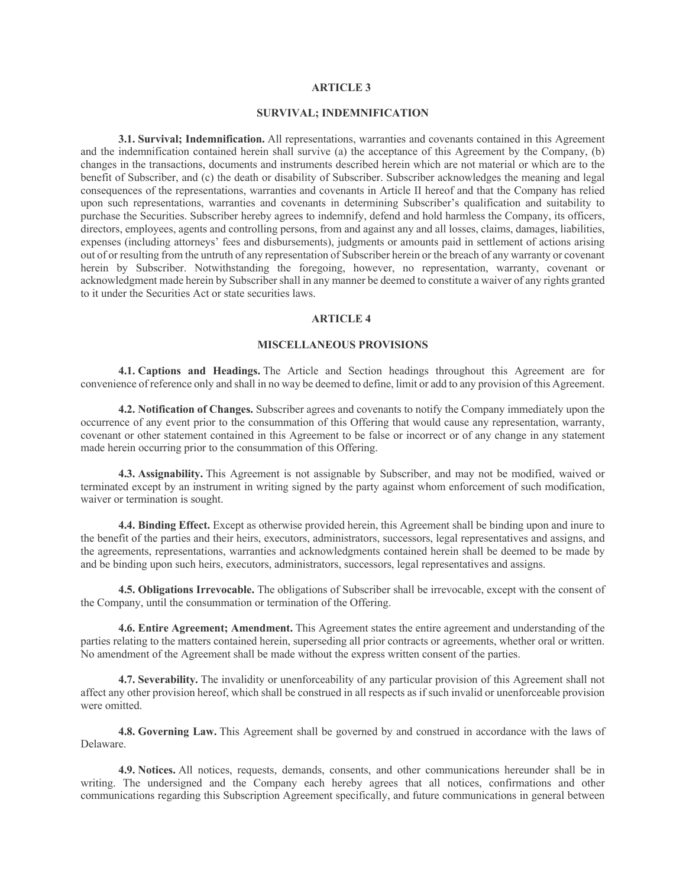## ARTICLE 3

## SURVIVAL; INDEMNIFICATION

**3.1. Survival; Indemnification.** All representations, warranties and covenants contained in this Agreement and the indemnification contained herein shall survive (a) the acceptance of this Agreement by the Company, (b) changes in the transactions, documents and instruments described herein which are not material or which are to the benefit of Subscriber, and (c) the death or disability of Subscriber. Subscriber acknowledges the meaning and legal consequences of the representations, warranties and covenants in Article II hereof and that the Company has relied upon such representations, warranties and covenants in determining Subscriber's qualification and suitability to purchase the Securities. Subscriber hereby agrees to indemnify, defend and hold harmless the Company, its officers, directors, employees, agents and controlling persons, from and against any and all losses, claims, damages, liabilities, expenses (including attorneys' fees and disbursements), judgments or amounts paid in settlement of actions arising out of or resulting from the untruth of any representation of Subscriber herein or the breach of any warranty or covenant herein by Subscriber. Notwithstanding the foregoing, however, no representation, warranty, covenant or acknowledgment made herein by Subscriber shall in any manner be deemed to constitute a waiver of any rights granted to it under the Securities Act or state securities laws.

## ARTICLE 4

## MISCELLANEOUS PROVISIONS

**4.1. Captions and Headings.** The Article and Section headings throughout this Agreement are for convenience of reference only and shall in no way be deemed to define, limit or add to any provision of this Agreement.

**4.2. Notification of Changes.** Subscriber agrees and covenants to notify the Company immediately upon the occurrence of any event prior to the consummation of this Offering that would cause any representation, warranty, covenant or other statement contained in this Agreement to be false or incorrect or of any change in any statement made herein occurring prior to the consummation of this Offering.

**4.3. Assignability.** This Agreement is not assignable by Subscriber, and may not be modified, waived or terminated except by an instrument in writing signed by the party against whom enforcement of such modification, waiver or termination is sought.

**4.4. Binding Effect.** Except as otherwise provided herein, this Agreement shall be binding upon and inure to the benefit of the parties and their heirs, executors, administrators, successors, legal representatives and assigns, and the agreements, representations, warranties and acknowledgments contained herein shall be deemed to be made by and be binding upon such heirs, executors, administrators, successors, legal representatives and assigns.

**4.5. Obligations Irrevocable.** The obligations of Subscriber shall be irrevocable, except with the consent of the Company, until the consummation or termination of the Offering.

**4.6. Entire Agreement; Amendment.** This Agreement states the entire agreement and understanding of the parties relating to the matters contained herein, superseding all prior contracts or agreements, whether oral or written. No amendment of the Agreement shall be made without the express written consent of the parties.

**4.7. Severability.** The invalidity or unenforceability of any particular provision of this Agreement shall not affect any other provision hereof, which shall be construed in all respects as if such invalid or unenforceable provision were omitted.

**4.8. Governing Law.** This Agreement shall be governed by and construed in accordance with the laws of Delaware.

**4.9. Notices.** All notices, requests, demands, consents, and other communications hereunder shall be in writing. The undersigned and the Company each hereby agrees that all notices, confirmations and other communications regarding this Subscription Agreement specifically, and future communications in general between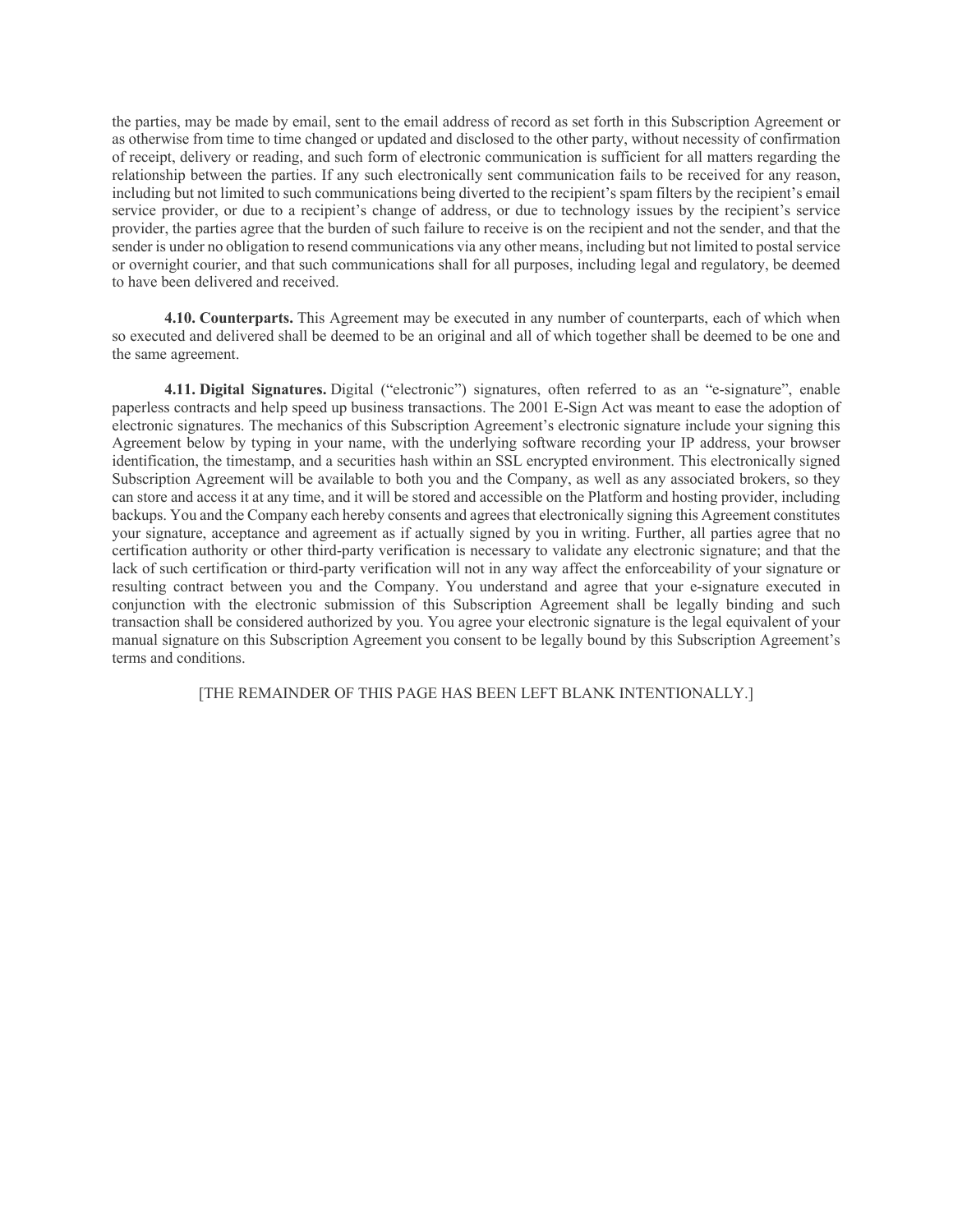the parties, may be made by email, sent to the email address of record as set forth in this Subscription Agreement or as otherwise from time to time changed or updated and disclosed to the other party, without necessity of confirmation of receipt, delivery or reading, and such form of electronic communication is sufficient for all matters regarding the relationship between the parties. If any such electronically sent communication fails to be received for any reason, including but not limited to such communications being diverted to the recipient's spam filters by the recipient's email service provider, or due to a recipient's change of address, or due to technology issues by the recipient's service provider, the parties agree that the burden of such failure to receive is on the recipient and not the sender, and that the sender is under no obligation to resend communications via any other means, including but not limited to postal service or overnight courier, and that such communications shall for all purposes, including legal and regulatory, be deemed to have been delivered and received.

**4.10. Counterparts.** This Agreement may be executed in any number of counterparts, each of which when so executed and delivered shall be deemed to be an original and all of which together shall be deemed to be one and the same agreement.

**4.11. Digital Signatures.** Digital ("electronic") signatures, often referred to as an "e-signature", enable paperless contracts and help speed up business transactions. The 2001 E-Sign Act was meant to ease the adoption of electronic signatures. The mechanics of this Subscription Agreement's electronic signature include your signing this Agreement below by typing in your name, with the underlying software recording your IP address, your browser identification, the timestamp, and a securities hash within an SSL encrypted environment. This electronically signed Subscription Agreement will be available to both you and the Company, as well as any associated brokers, so they can store and access it at any time, and it will be stored and accessible on the Platform and hosting provider, including backups. You and the Company each hereby consents and agrees that electronically signing this Agreement constitutes your signature, acceptance and agreement as if actually signed by you in writing. Further, all parties agree that no certification authority or other third-party verification is necessary to validate any electronic signature; and that the lack of such certification or third-party verification will not in any way affect the enforceability of your signature or resulting contract between you and the Company. You understand and agree that your e-signature executed in conjunction with the electronic submission of this Subscription Agreement shall be legally binding and such transaction shall be considered authorized by you. You agree your electronic signature is the legal equivalent of your manual signature on this Subscription Agreement you consent to be legally bound by this Subscription Agreement's terms and conditions.

[THE REMAINDER OF THIS PAGE HAS BEEN LEFT BLANK INTENTIONALLY.]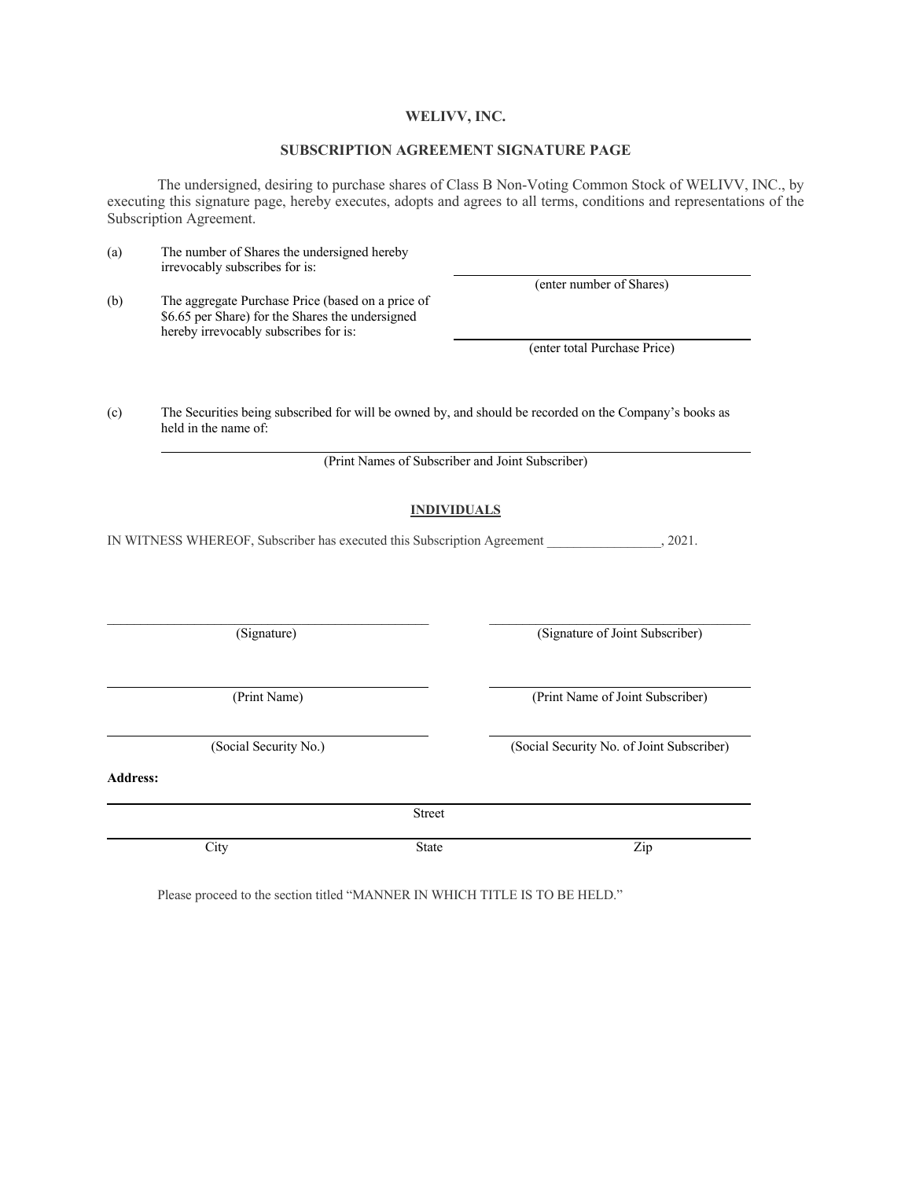# WELIVV, INC.

## SUBSCRIPTION AGREEMENT SIGNATURE PAGE

The undersigned, desiring to purchase shares of Class B Non-Voting Common Stock of WELIVV, INC., by executing this signature page, hereby executes, adopts and agrees to all terms, conditions and representations of the Subscription Agreement.

(a) The number of Shares the undersigned hereby irrevocably subscribes for is:

\_\_\_\_\_\_\_\_\_\_\_\_\_\_\_\_\_\_\_\_\_\_\_\_\_\_\_\_\_\_
(enter number of Shares)

(b) The aggregate Purchase Price (based on a price of $6.65 per Share) for the Shares the undersigned hereby irrevocably subscribes for is:

\_\_\_\_\_\_\_\_\_\_\_\_\_\_\_\_\_\_\_\_\_\_\_\_\_\_\_\_\_\_
(enter total Purchase Price)

(c) The Securities being subscribed for will be owned by, and should be recorded on the Company's books as held in the name of:

\_\_\_\_\_\_\_\_\_\_\_\_\_\_\_\_\_\_\_\_\_\_\_\_\_\_\_\_\_\_\_\_\_\_\_\_\_\_\_\_\_\_\_\_\_\_\_\_\_\_\_\_\_\_\_\_
(Print Names of Subscriber and Joint Subscriber)

**INDIVIDUALS**

IN WITNESS WHEREOF, Subscriber has executed this Subscription Agreement \_\_\_\_\_\_\_\_\_\_\_\_\_\_\_\_\_, 2021.

| | |
|---|---|
| \_\_\_\_\_\_\_\_\_\_\_\_\_\_\_\_\_\_\_\_\_\_\_\_\_\_\_\_ | \_\_\_\_\_\_\_\_\_\_\_\_\_\_\_\_\_\_\_\_\_\_\_\_\_\_\_\_ |
| (Signature) | (Signature of Joint Subscriber) |
| \_\_\_\_\_\_\_\_\_\_\_\_\_\_\_\_\_\_\_\_\_\_\_\_\_\_\_\_ | \_\_\_\_\_\_\_\_\_\_\_\_\_\_\_\_\_\_\_\_\_\_\_\_\_\_\_\_ |
| (Print Name) | (Print Name of Joint Subscriber) |
| \_\_\_\_\_\_\_\_\_\_\_\_\_\_\_\_\_\_\_\_\_\_\_\_\_\_\_\_ | \_\_\_\_\_\_\_\_\_\_\_\_\_\_\_\_\_\_\_\_\_\_\_\_\_\_\_\_ |
| (Social Security No.) | (Social Security No. of Joint Subscriber) |

**Address:**

\_\_\_\_\_\_\_\_\_\_\_\_\_\_\_\_\_\_\_\_\_\_\_\_\_\_\_\_\_\_\_\_\_\_\_\_\_\_\_\_\_\_\_\_\_\_\_\_\_\_\_\_\_\_\_\_
Street

\_\_\_\_\_\_\_\_\_\_\_\_\_\_\_\_\_\_\_\_\_\_\_\_\_\_\_\_\_\_\_\_\_\_\_\_\_\_\_\_\_\_\_\_\_\_\_\_\_\_\_\_\_\_\_\_
City State Zip

Please proceed to the section titled "MANNER IN WHICH TITLE IS TO BE HELD."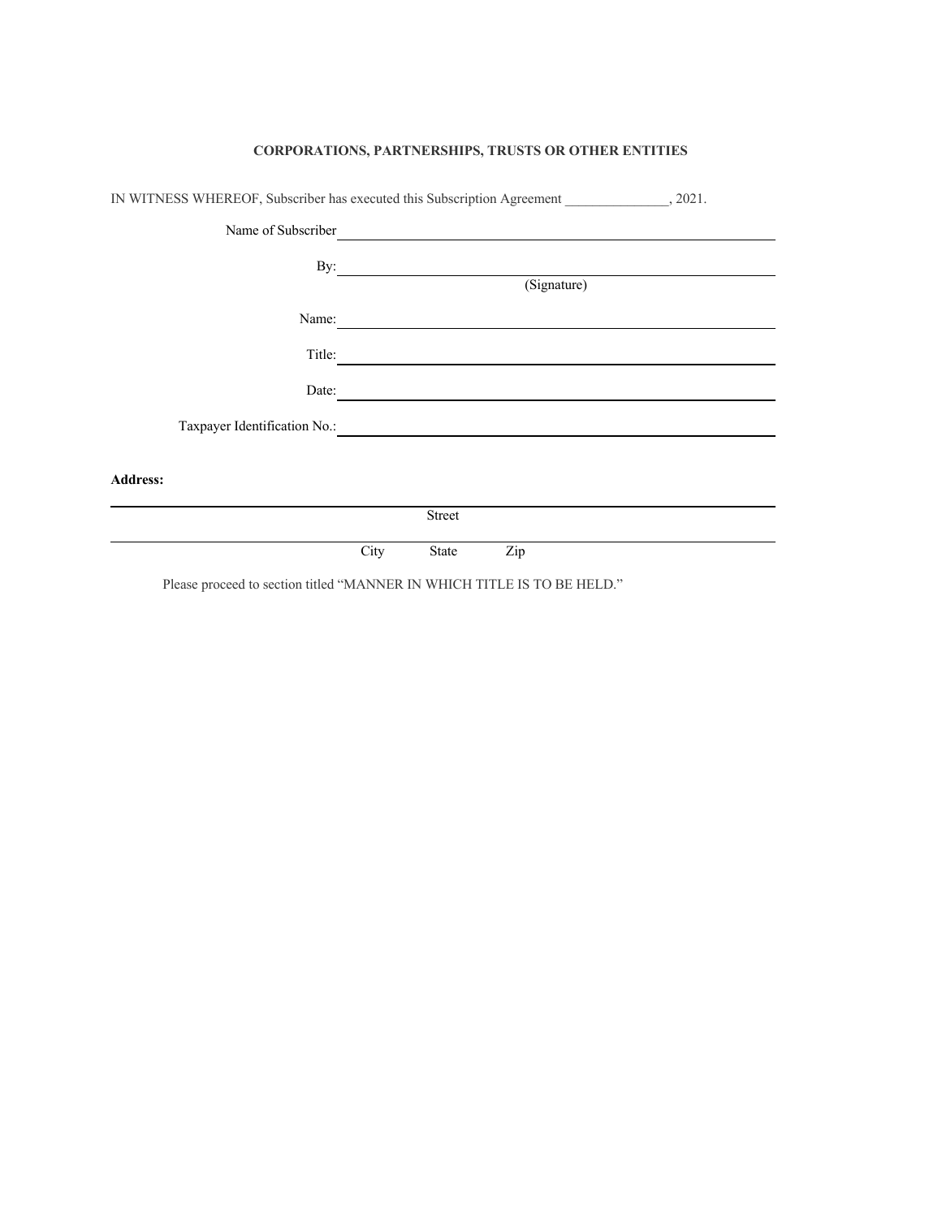**CORPORATIONS, PARTNERSHIPS, TRUSTS OR OTHER ENTITIES**

IN WITNESS WHEREOF, Subscriber has executed this Subscription Agreement _______________, 2021.

Name of Subscriber ______________________________

By: ______________________________
(Signature)

Name: ______________________________

Title: ______________________________

Date: ______________________________

Taxpayer Identification No.: ______________________________

**Address:**

______________________________
Street

______________________________
City State Zip

Please proceed to section titled "MANNER IN WHICH TITLE IS TO BE HELD."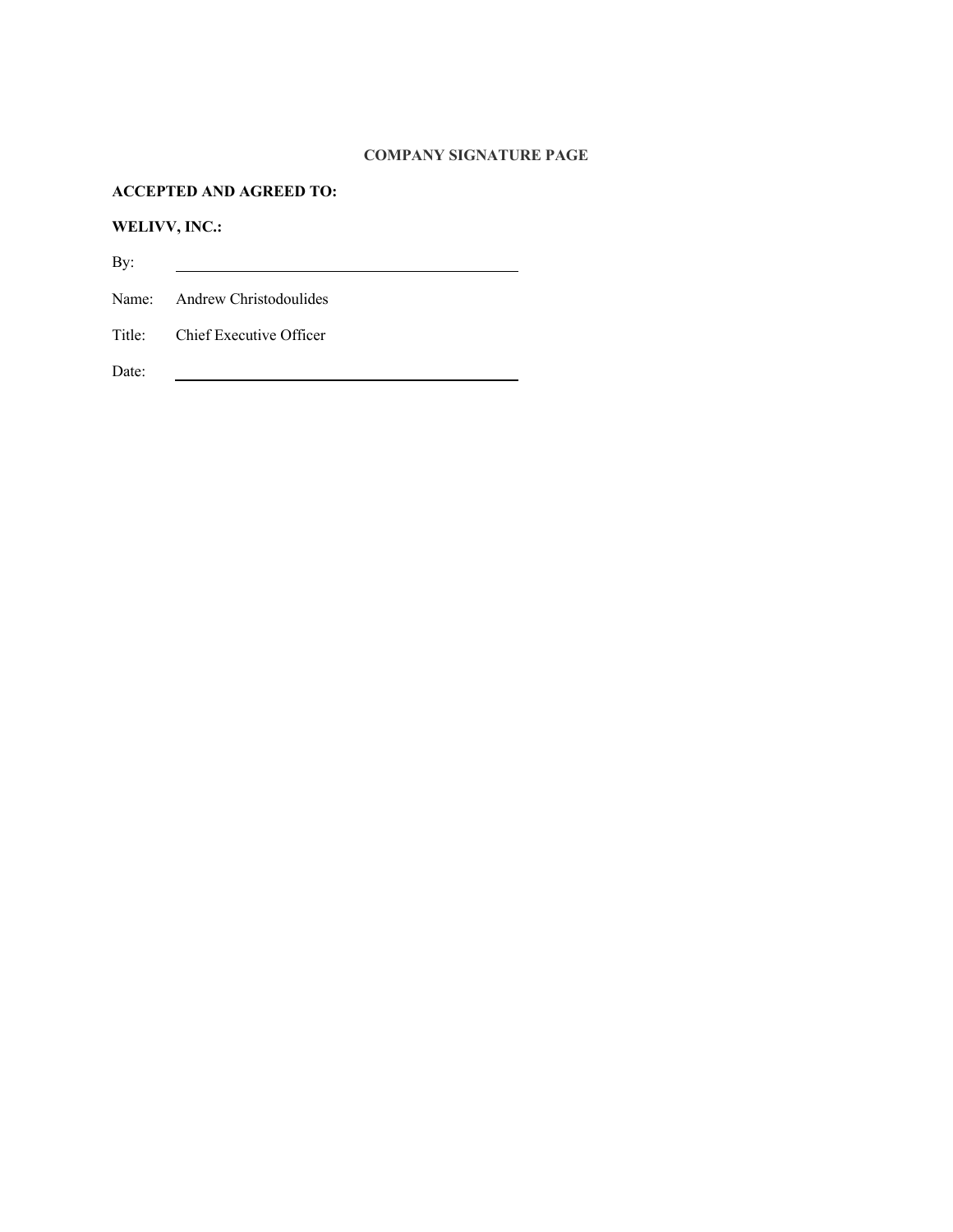## COMPANY SIGNATURE PAGE

**ACCEPTED AND AGREED TO:**

**WELIVV, INC.:**

By: \_\_\_\_\_\_\_\_\_\_\_\_\_\_\_\_\_\_\_\_\_\_\_\_\_\_\_\_\_\_\_\_\_\_\_\_\_\_\_\_

Name: Andrew Christodoulides

Title: Chief Executive Officer

Date: \_\_\_\_\_\_\_\_\_\_\_\_\_\_\_\_\_\_\_\_\_\_\_\_\_\_\_\_\_\_\_\_\_\_\_\_\_\_\_\_